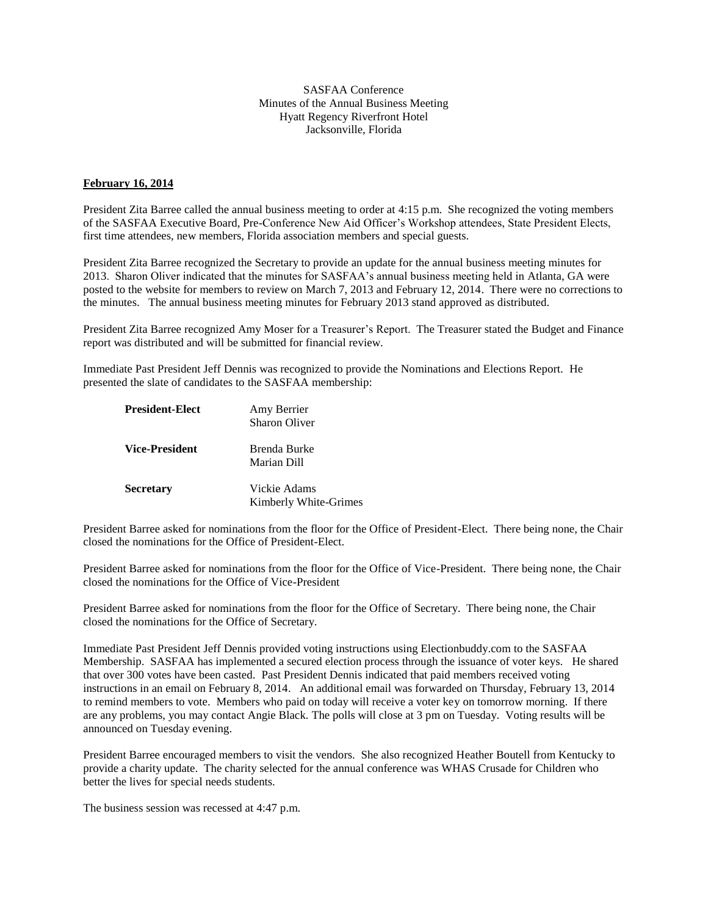SASFAA Conference
Minutes of the Annual Business Meeting
Hyatt Regency Riverfront Hotel
Jacksonville, Florida

**February 16, 2014**

President Zita Barree called the annual business meeting to order at 4:15 p.m. She recognized the voting members of the SASFAA Executive Board, Pre-Conference New Aid Officer's Workshop attendees, State President Elects, first time attendees, new members, Florida association members and special guests.

President Zita Barree recognized the Secretary to provide an update for the annual business meeting minutes for 2013. Sharon Oliver indicated that the minutes for SASFAA's annual business meeting held in Atlanta, GA were posted to the website for members to review on March 7, 2013 and February 12, 2014. There were no corrections to the minutes. The annual business meeting minutes for February 2013 stand approved as distributed.

President Zita Barree recognized Amy Moser for a Treasurer's Report. The Treasurer stated the Budget and Finance report was distributed and will be submitted for financial review.

Immediate Past President Jeff Dennis was recognized to provide the Nominations and Elections Report. He presented the slate of candidates to the SASFAA membership:

| | |
|---|---|
| **President-Elect** | Amy Berrier<br>Sharon Oliver |
| **Vice-President** | Brenda Burke<br>Marian Dill |
| **Secretary** | Vickie Adams<br>Kimberly White-Grimes |

President Barree asked for nominations from the floor for the Office of President-Elect. There being none, the Chair closed the nominations for the Office of President-Elect.

President Barree asked for nominations from the floor for the Office of Vice-President. There being none, the Chair closed the nominations for the Office of Vice-President

President Barree asked for nominations from the floor for the Office of Secretary. There being none, the Chair closed the nominations for the Office of Secretary.

Immediate Past President Jeff Dennis provided voting instructions using Electionbuddy.com to the SASFAA Membership. SASFAA has implemented a secured election process through the issuance of voter keys. He shared that over 300 votes have been casted. Past President Dennis indicated that paid members received voting instructions in an email on February 8, 2014. An additional email was forwarded on Thursday, February 13, 2014 to remind members to vote. Members who paid on today will receive a voter key on tomorrow morning. If there are any problems, you may contact Angie Black. The polls will close at 3 pm on Tuesday. Voting results will be announced on Tuesday evening.

President Barree encouraged members to visit the vendors. She also recognized Heather Boutell from Kentucky to provide a charity update. The charity selected for the annual conference was WHAS Crusade for Children who better the lives for special needs students.

The business session was recessed at 4:47 p.m.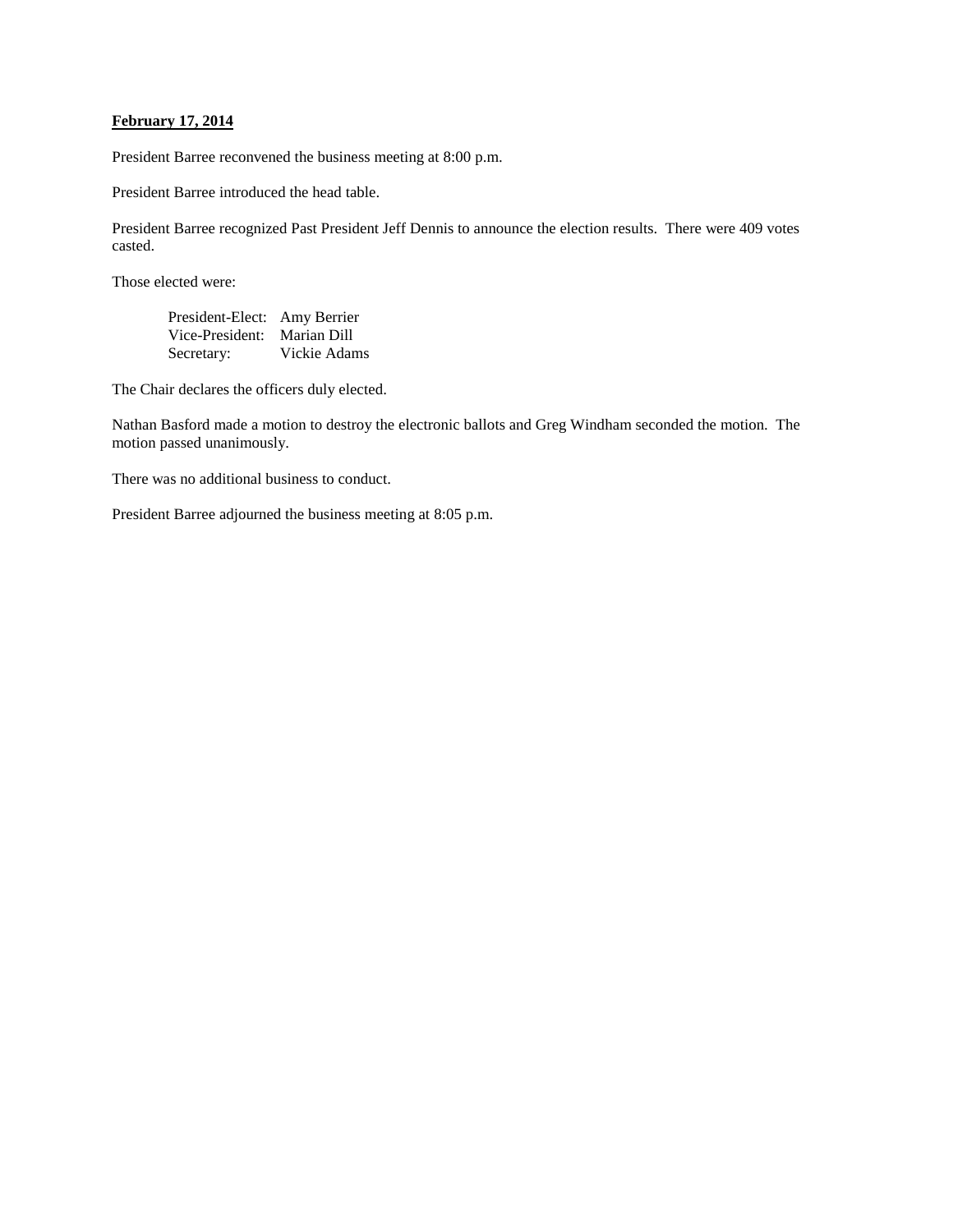**February 17, 2014**

President Barree reconvened the business meeting at 8:00 p.m.

President Barree introduced the head table.

President Barree recognized Past President Jeff Dennis to announce the election results. There were 409 votes casted.

Those elected were:

| | |
|---|---|
| President-Elect: | Amy Berrier |
| Vice-President: | Marian Dill |
| Secretary: | Vickie Adams |

The Chair declares the officers duly elected.

Nathan Basford made a motion to destroy the electronic ballots and Greg Windham seconded the motion. The motion passed unanimously.

There was no additional business to conduct.

President Barree adjourned the business meeting at 8:05 p.m.